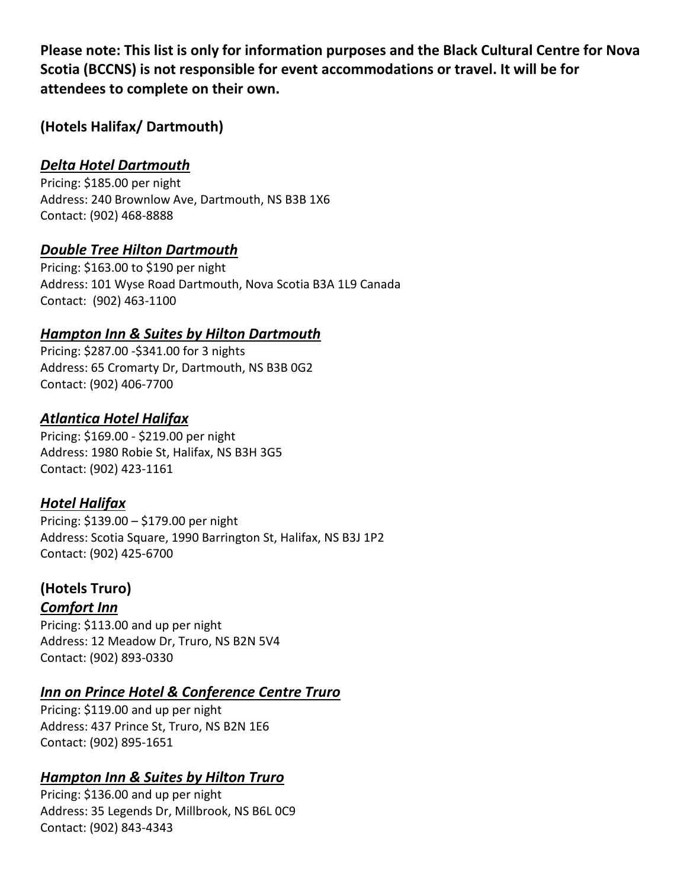**Please note: This list is only for information purposes and the Black Cultural Centre for Nova Scotia (BCCNS) is not responsible for event accommodations or travel. It will be for attendees to complete on their own.**

## (Hotels Halifax/ Dartmouth)

### ***Delta Hotel Dartmouth***

Pricing: $185.00 per night
Address: 240 Brownlow Ave, Dartmouth, NS B3B 1X6
Contact: (902) 468-8888

### ***Double Tree Hilton Dartmouth***

Pricing: $163.00 to $190 per night
Address: 101 Wyse Road Dartmouth, Nova Scotia B3A 1L9 Canada
Contact: (902) 463-1100

### ***Hampton Inn & Suites by Hilton Dartmouth***

Pricing: $287.00 -$341.00 for 3 nights
Address: 65 Cromarty Dr, Dartmouth, NS B3B 0G2
Contact: (902) 406-7700

### ***Atlantica Hotel Halifax***

Pricing: $169.00 - $219.00 per night
Address: 1980 Robie St, Halifax, NS B3H 3G5
Contact: (902) 423-1161

### ***Hotel Halifax***

Pricing: $139.00 – $179.00 per night
Address: Scotia Square, 1990 Barrington St, Halifax, NS B3J 1P2
Contact: (902) 425-6700

## (Hotels Truro)

### ***Comfort Inn***

Pricing: $113.00 and up per night
Address: 12 Meadow Dr, Truro, NS B2N 5V4
Contact: (902) 893-0330

### ***Inn on Prince Hotel & Conference Centre Truro***

Pricing: $119.00 and up per night
Address: 437 Prince St, Truro, NS B2N 1E6
Contact: (902) 895-1651

### ***Hampton Inn & Suites by Hilton Truro***

Pricing: $136.00 and up per night
Address: 35 Legends Dr, Millbrook, NS B6L 0C9
Contact: (902) 843-4343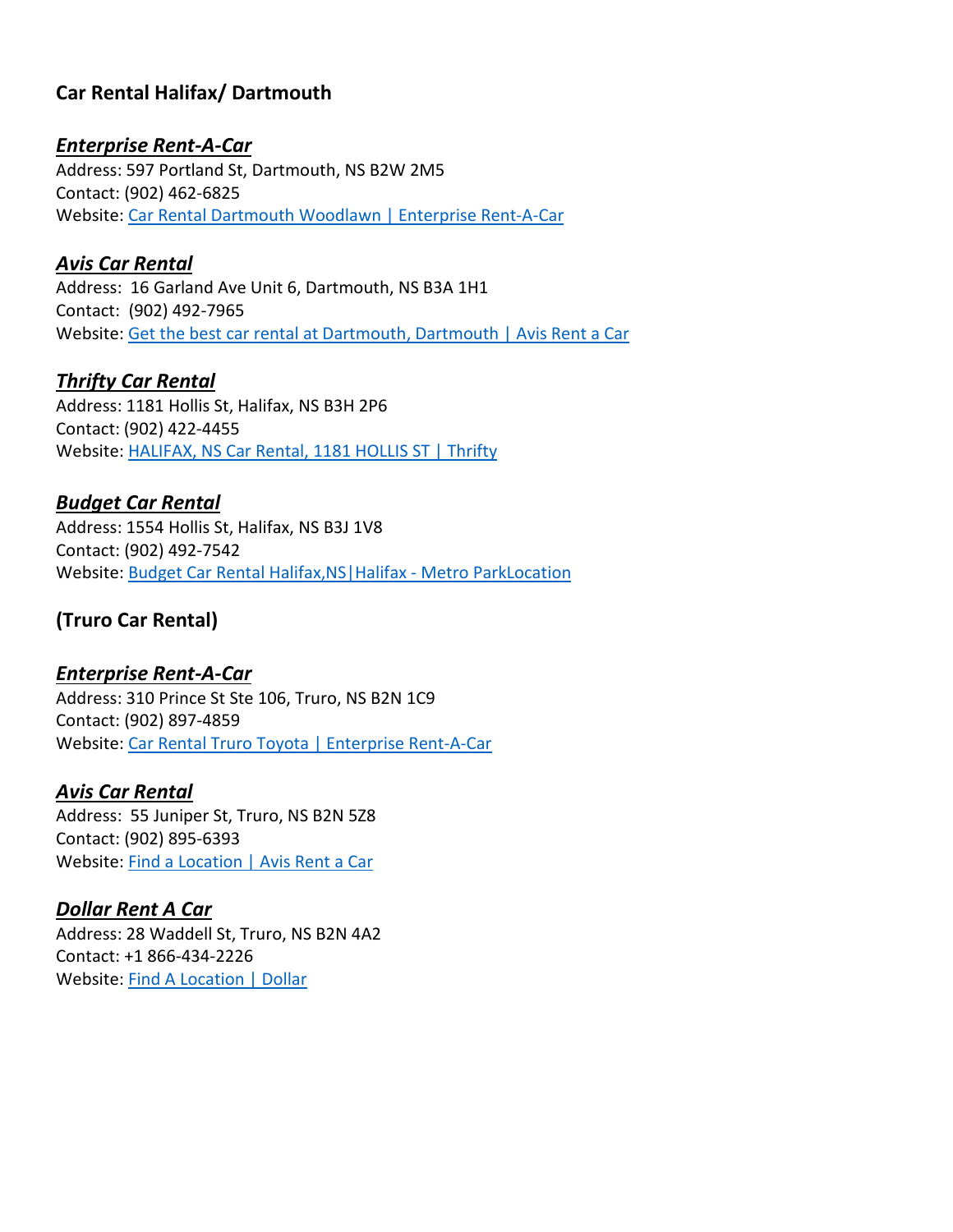## Car Rental Halifax/ Dartmouth

### ***Enterprise Rent-A-Car***
Address: 597 Portland St, Dartmouth, NS B2W 2M5
Contact: (902) 462-6825
Website: Car Rental Dartmouth Woodlawn | Enterprise Rent-A-Car

### ***Avis Car Rental***
Address: 16 Garland Ave Unit 6, Dartmouth, NS B3A 1H1
Contact: (902) 492-7965
Website: Get the best car rental at Dartmouth, Dartmouth | Avis Rent a Car

### ***Thrifty Car Rental***
Address: 1181 Hollis St, Halifax, NS B3H 2P6
Contact: (902) 422-4455
Website: HALIFAX, NS Car Rental, 1181 HOLLIS ST | Thrifty

### ***Budget Car Rental***
Address: 1554 Hollis St, Halifax, NS B3J 1V8
Contact: (902) 492-7542
Website: Budget Car Rental Halifax,NS|Halifax - Metro ParkLocation

## (Truro Car Rental)

### ***Enterprise Rent-A-Car***
Address: 310 Prince St Ste 106, Truro, NS B2N 1C9
Contact: (902) 897-4859
Website: Car Rental Truro Toyota | Enterprise Rent-A-Car

### ***Avis Car Rental***
Address: 55 Juniper St, Truro, NS B2N 5Z8
Contact: (902) 895-6393
Website: Find a Location | Avis Rent a Car

### ***Dollar Rent A Car***
Address: 28 Waddell St, Truro, NS B2N 4A2
Contact: +1 866-434-2226
Website: Find A Location | Dollar